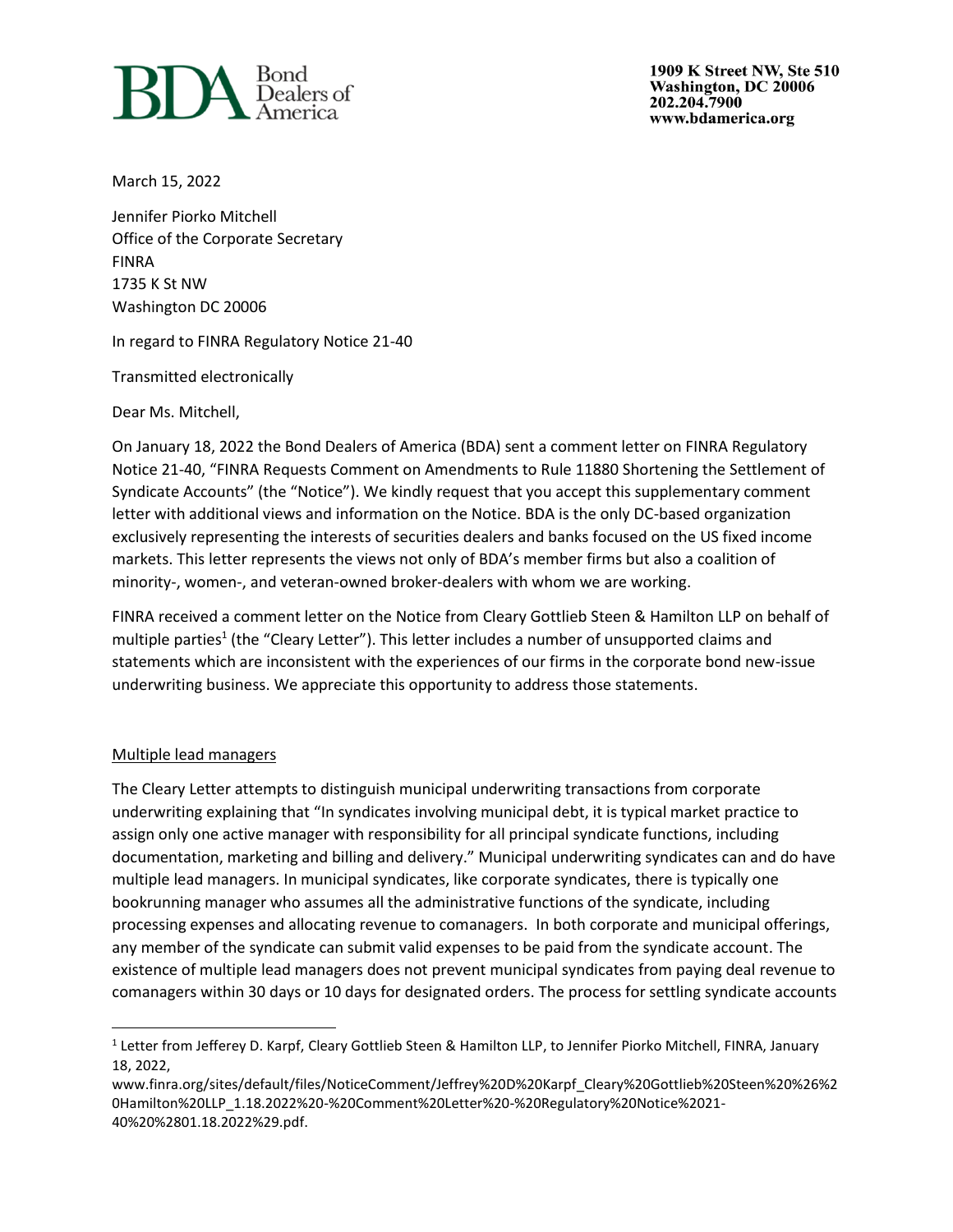BDA Bond Dealers of America

1909 K Street NW, Ste 510
Washington, DC 20006
202.204.7900
www.bdamerica.org

March 15, 2022

Jennifer Piorko Mitchell
Office of the Corporate Secretary
FINRA
1735 K St NW
Washington DC 20006

In regard to FINRA Regulatory Notice 21-40

Transmitted electronically

Dear Ms. Mitchell,

On January 18, 2022 the Bond Dealers of America (BDA) sent a comment letter on FINRA Regulatory Notice 21-40, "FINRA Requests Comment on Amendments to Rule 11880 Shortening the Settlement of Syndicate Accounts" (the "Notice"). We kindly request that you accept this supplementary comment letter with additional views and information on the Notice. BDA is the only DC-based organization exclusively representing the interests of securities dealers and banks focused on the US fixed income markets. This letter represents the views not only of BDA's member firms but also a coalition of minority-, women-, and veteran-owned broker-dealers with whom we are working.

FINRA received a comment letter on the Notice from Cleary Gottlieb Steen & Hamilton LLP on behalf of multiple parties[1] (the "Cleary Letter"). This letter includes a number of unsupported claims and statements which are inconsistent with the experiences of our firms in the corporate bond new-issue underwriting business. We appreciate this opportunity to address those statements.

<u>Multiple lead managers</u>

The Cleary Letter attempts to distinguish municipal underwriting transactions from corporate underwriting explaining that "In syndicates involving municipal debt, it is typical market practice to assign only one active manager with responsibility for all principal syndicate functions, including documentation, marketing and billing and delivery." Municipal underwriting syndicates can and do have multiple lead managers. In municipal syndicates, like corporate syndicates, there is typically one bookrunning manager who assumes all the administrative functions of the syndicate, including processing expenses and allocating revenue to comanagers. In both corporate and municipal offerings, any member of the syndicate can submit valid expenses to be paid from the syndicate account. The existence of multiple lead managers does not prevent municipal syndicates from paying deal revenue to comanagers within 30 days or 10 days for designated orders. The process for settling syndicate accounts

[1] Letter from Jefferey D. Karpf, Cleary Gottlieb Steen & Hamilton LLP, to Jennifer Piorko Mitchell, FINRA, January 18, 2022, www.finra.org/sites/default/files/NoticeComment/Jeffrey%20D%20Karpf_Cleary%20Gottlieb%20Steen%20%26%20Hamilton%20LLP_1.18.2022%20-%20Comment%20Letter%20-%20Regulatory%20Notice%2021-40%20%2801.18.2022%29.pdf.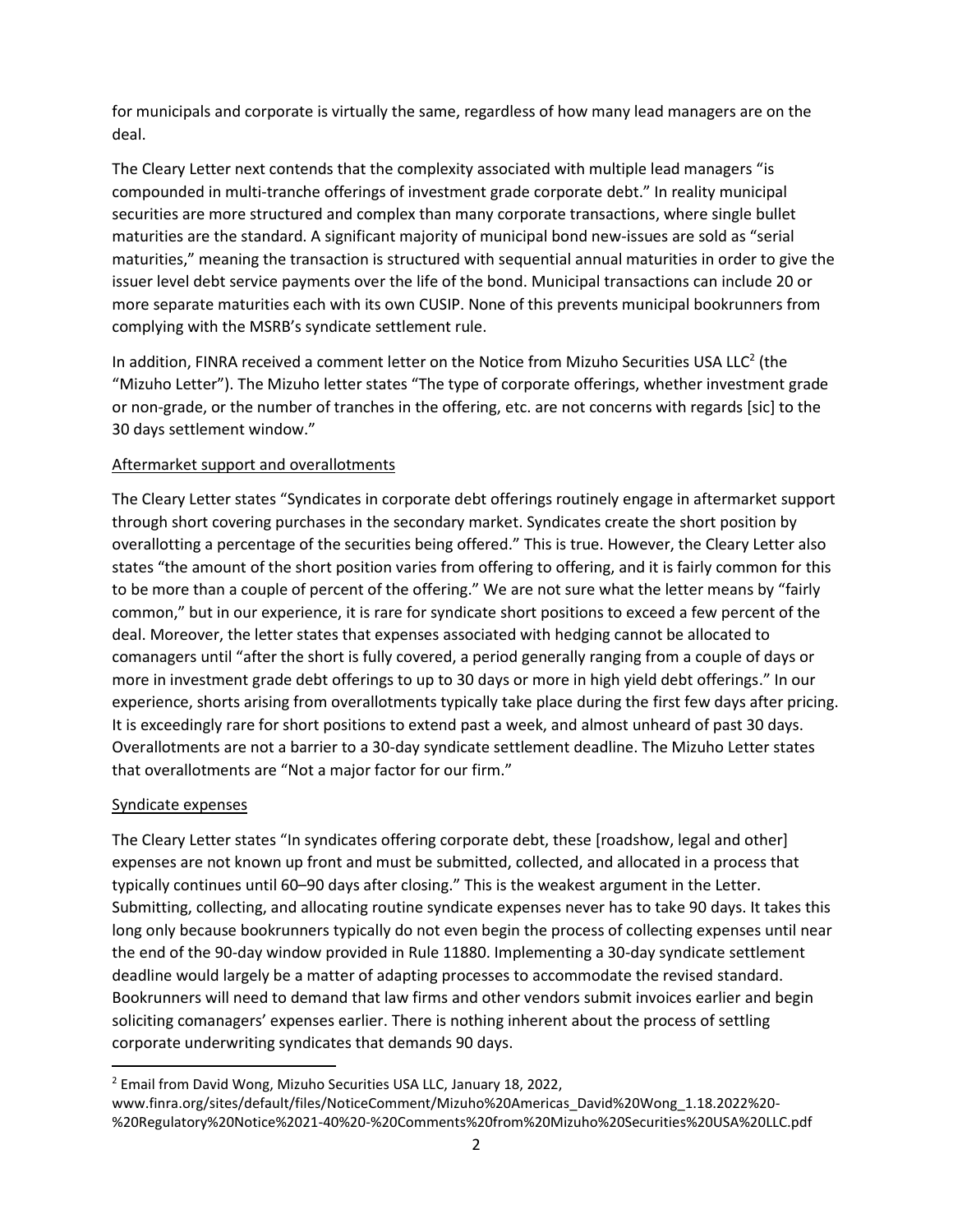for municipals and corporate is virtually the same, regardless of how many lead managers are on the deal.

The Cleary Letter next contends that the complexity associated with multiple lead managers "is compounded in multi-tranche offerings of investment grade corporate debt." In reality municipal securities are more structured and complex than many corporate transactions, where single bullet maturities are the standard. A significant majority of municipal bond new-issues are sold as "serial maturities," meaning the transaction is structured with sequential annual maturities in order to give the issuer level debt service payments over the life of the bond. Municipal transactions can include 20 or more separate maturities each with its own CUSIP. None of this prevents municipal bookrunners from complying with the MSRB's syndicate settlement rule.

In addition, FINRA received a comment letter on the Notice from Mizuho Securities USA LLC[2] (the "Mizuho Letter"). The Mizuho letter states "The type of corporate offerings, whether investment grade or non-grade, or the number of tranches in the offering, etc. are not concerns with regards [sic] to the 30 days settlement window."

<u>Aftermarket support and overallotments</u>

The Cleary Letter states "Syndicates in corporate debt offerings routinely engage in aftermarket support through short covering purchases in the secondary market. Syndicates create the short position by overallotting a percentage of the securities being offered." This is true. However, the Cleary Letter also states "the amount of the short position varies from offering to offering, and it is fairly common for this to be more than a couple of percent of the offering." We are not sure what the letter means by "fairly common," but in our experience, it is rare for syndicate short positions to exceed a few percent of the deal. Moreover, the letter states that expenses associated with hedging cannot be allocated to comanagers until "after the short is fully covered, a period generally ranging from a couple of days or more in investment grade debt offerings to up to 30 days or more in high yield debt offerings." In our experience, shorts arising from overallotments typically take place during the first few days after pricing. It is exceedingly rare for short positions to extend past a week, and almost unheard of past 30 days. Overallotments are not a barrier to a 30-day syndicate settlement deadline. The Mizuho Letter states that overallotments are "Not a major factor for our firm."

<u>Syndicate expenses</u>

The Cleary Letter states "In syndicates offering corporate debt, these [roadshow, legal and other] expenses are not known up front and must be submitted, collected, and allocated in a process that typically continues until 60–90 days after closing." This is the weakest argument in the Letter. Submitting, collecting, and allocating routine syndicate expenses never has to take 90 days. It takes this long only because bookrunners typically do not even begin the process of collecting expenses until near the end of the 90-day window provided in Rule 11880. Implementing a 30-day syndicate settlement deadline would largely be a matter of adapting processes to accommodate the revised standard. Bookrunners will need to demand that law firms and other vendors submit invoices earlier and begin soliciting comanagers' expenses earlier. There is nothing inherent about the process of settling corporate underwriting syndicates that demands 90 days.

---

[2] Email from David Wong, Mizuho Securities USA LLC, January 18, 2022, www.finra.org/sites/default/files/NoticeComment/Mizuho%20Americas_David%20Wong_1.18.2022%20-%20Regulatory%20Notice%2021-40%20-%20Comments%20from%20Mizuho%20Securities%20USA%20LLC.pdf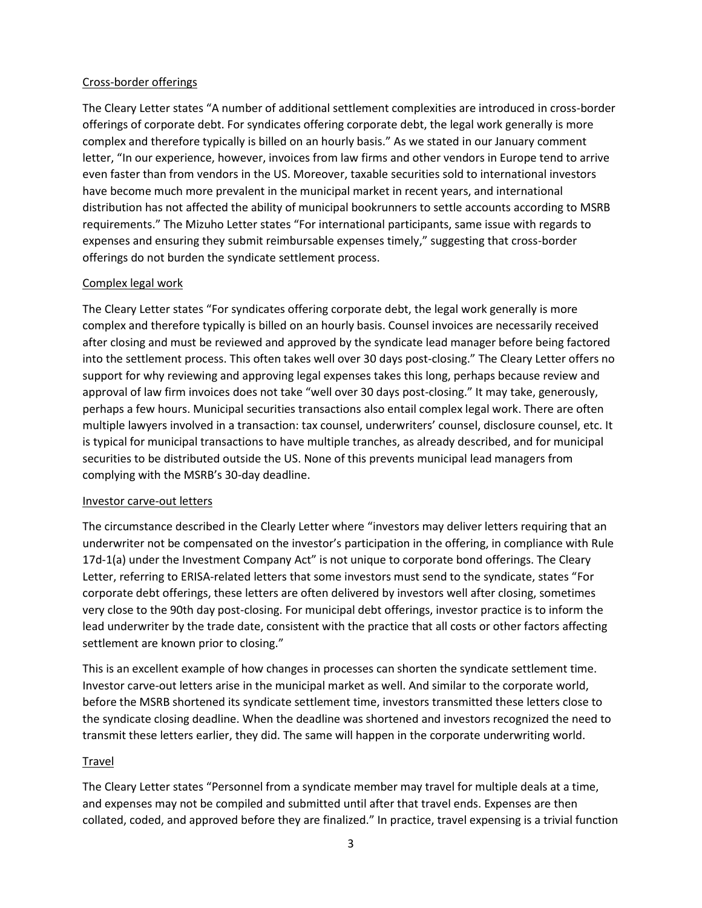Cross-border offerings

The Cleary Letter states "A number of additional settlement complexities are introduced in cross-border offerings of corporate debt. For syndicates offering corporate debt, the legal work generally is more complex and therefore typically is billed on an hourly basis." As we stated in our January comment letter, "In our experience, however, invoices from law firms and other vendors in Europe tend to arrive even faster than from vendors in the US. Moreover, taxable securities sold to international investors have become much more prevalent in the municipal market in recent years, and international distribution has not affected the ability of municipal bookrunners to settle accounts according to MSRB requirements." The Mizuho Letter states "For international participants, same issue with regards to expenses and ensuring they submit reimbursable expenses timely," suggesting that cross-border offerings do not burden the syndicate settlement process.

Complex legal work

The Cleary Letter states "For syndicates offering corporate debt, the legal work generally is more complex and therefore typically is billed on an hourly basis. Counsel invoices are necessarily received after closing and must be reviewed and approved by the syndicate lead manager before being factored into the settlement process. This often takes well over 30 days post-closing." The Cleary Letter offers no support for why reviewing and approving legal expenses takes this long, perhaps because review and approval of law firm invoices does not take "well over 30 days post-closing." It may take, generously, perhaps a few hours. Municipal securities transactions also entail complex legal work. There are often multiple lawyers involved in a transaction: tax counsel, underwriters' counsel, disclosure counsel, etc. It is typical for municipal transactions to have multiple tranches, as already described, and for municipal securities to be distributed outside the US. None of this prevents municipal lead managers from complying with the MSRB's 30-day deadline.

Investor carve-out letters

The circumstance described in the Clearly Letter where "investors may deliver letters requiring that an underwriter not be compensated on the investor's participation in the offering, in compliance with Rule 17d-1(a) under the Investment Company Act" is not unique to corporate bond offerings. The Cleary Letter, referring to ERISA-related letters that some investors must send to the syndicate, states "For corporate debt offerings, these letters are often delivered by investors well after closing, sometimes very close to the 90th day post-closing. For municipal debt offerings, investor practice is to inform the lead underwriter by the trade date, consistent with the practice that all costs or other factors affecting settlement are known prior to closing."

This is an excellent example of how changes in processes can shorten the syndicate settlement time. Investor carve-out letters arise in the municipal market as well. And similar to the corporate world, before the MSRB shortened its syndicate settlement time, investors transmitted these letters close to the syndicate closing deadline. When the deadline was shortened and investors recognized the need to transmit these letters earlier, they did. The same will happen in the corporate underwriting world.

Travel

The Cleary Letter states "Personnel from a syndicate member may travel for multiple deals at a time, and expenses may not be compiled and submitted until after that travel ends. Expenses are then collated, coded, and approved before they are finalized." In practice, travel expensing is a trivial function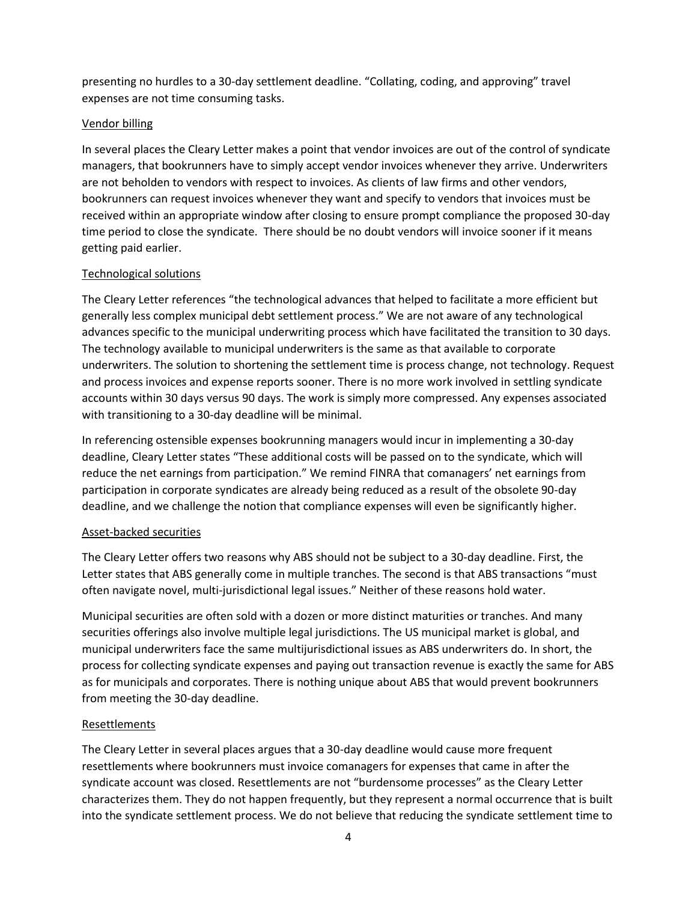presenting no hurdles to a 30-day settlement deadline. "Collating, coding, and approving" travel expenses are not time consuming tasks.

Vendor billing

In several places the Cleary Letter makes a point that vendor invoices are out of the control of syndicate managers, that bookrunners have to simply accept vendor invoices whenever they arrive. Underwriters are not beholden to vendors with respect to invoices. As clients of law firms and other vendors, bookrunners can request invoices whenever they want and specify to vendors that invoices must be received within an appropriate window after closing to ensure prompt compliance the proposed 30-day time period to close the syndicate. There should be no doubt vendors will invoice sooner if it means getting paid earlier.

Technological solutions

The Cleary Letter references "the technological advances that helped to facilitate a more efficient but generally less complex municipal debt settlement process." We are not aware of any technological advances specific to the municipal underwriting process which have facilitated the transition to 30 days. The technology available to municipal underwriters is the same as that available to corporate underwriters. The solution to shortening the settlement time is process change, not technology. Request and process invoices and expense reports sooner. There is no more work involved in settling syndicate accounts within 30 days versus 90 days. The work is simply more compressed. Any expenses associated with transitioning to a 30-day deadline will be minimal.

In referencing ostensible expenses bookrunning managers would incur in implementing a 30-day deadline, Cleary Letter states "These additional costs will be passed on to the syndicate, which will reduce the net earnings from participation." We remind FINRA that comanagers' net earnings from participation in corporate syndicates are already being reduced as a result of the obsolete 90-day deadline, and we challenge the notion that compliance expenses will even be significantly higher.

Asset-backed securities

The Cleary Letter offers two reasons why ABS should not be subject to a 30-day deadline. First, the Letter states that ABS generally come in multiple tranches. The second is that ABS transactions "must often navigate novel, multi-jurisdictional legal issues." Neither of these reasons hold water.

Municipal securities are often sold with a dozen or more distinct maturities or tranches. And many securities offerings also involve multiple legal jurisdictions. The US municipal market is global, and municipal underwriters face the same multijurisdictional issues as ABS underwriters do. In short, the process for collecting syndicate expenses and paying out transaction revenue is exactly the same for ABS as for municipals and corporates. There is nothing unique about ABS that would prevent bookrunners from meeting the 30-day deadline.

Resettlements

The Cleary Letter in several places argues that a 30-day deadline would cause more frequent resettlements where bookrunners must invoice comanagers for expenses that came in after the syndicate account was closed. Resettlements are not "burdensome processes" as the Cleary Letter characterizes them. They do not happen frequently, but they represent a normal occurrence that is built into the syndicate settlement process. We do not believe that reducing the syndicate settlement time to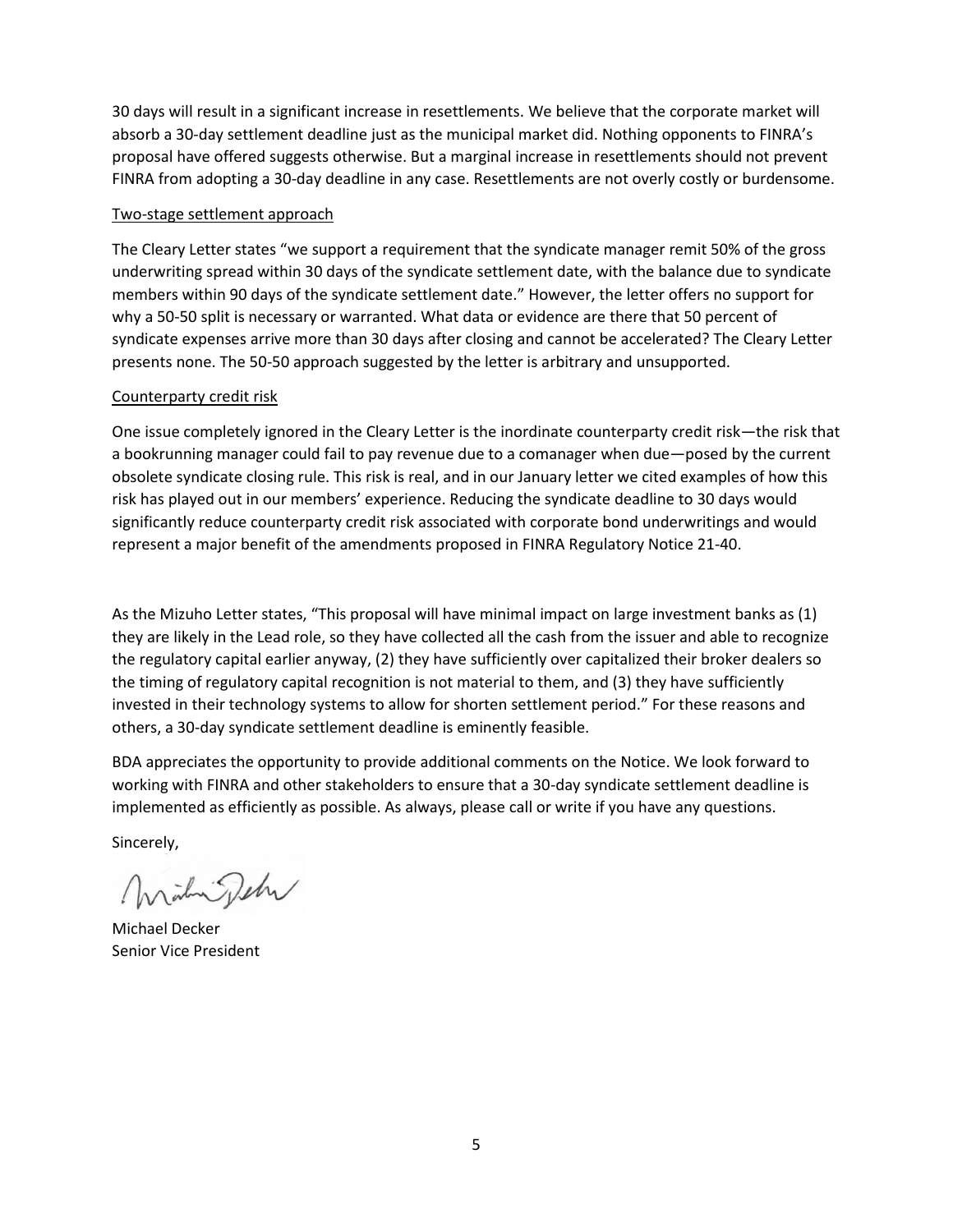30 days will result in a significant increase in resettlements. We believe that the corporate market will absorb a 30-day settlement deadline just as the municipal market did. Nothing opponents to FINRA's proposal have offered suggests otherwise. But a marginal increase in resettlements should not prevent FINRA from adopting a 30-day deadline in any case. Resettlements are not overly costly or burdensome.

<u>Two-stage settlement approach</u>

The Cleary Letter states "we support a requirement that the syndicate manager remit 50% of the gross underwriting spread within 30 days of the syndicate settlement date, with the balance due to syndicate members within 90 days of the syndicate settlement date." However, the letter offers no support for why a 50-50 split is necessary or warranted. What data or evidence are there that 50 percent of syndicate expenses arrive more than 30 days after closing and cannot be accelerated? The Cleary Letter presents none. The 50-50 approach suggested by the letter is arbitrary and unsupported.

<u>Counterparty credit risk</u>

One issue completely ignored in the Cleary Letter is the inordinate counterparty credit risk—the risk that a bookrunning manager could fail to pay revenue due to a comanager when due—posed by the current obsolete syndicate closing rule. This risk is real, and in our January letter we cited examples of how this risk has played out in our members' experience. Reducing the syndicate deadline to 30 days would significantly reduce counterparty credit risk associated with corporate bond underwritings and would represent a major benefit of the amendments proposed in FINRA Regulatory Notice 21-40.

As the Mizuho Letter states, "This proposal will have minimal impact on large investment banks as (1) they are likely in the Lead role, so they have collected all the cash from the issuer and able to recognize the regulatory capital earlier anyway, (2) they have sufficiently over capitalized their broker dealers so the timing of regulatory capital recognition is not material to them, and (3) they have sufficiently invested in their technology systems to allow for shorten settlement period." For these reasons and others, a 30-day syndicate settlement deadline is eminently feasible.

BDA appreciates the opportunity to provide additional comments on the Notice. We look forward to working with FINRA and other stakeholders to ensure that a 30-day syndicate settlement deadline is implemented as efficiently as possible. As always, please call or write if you have any questions.

Sincerely,

Michael Decker
Senior Vice President